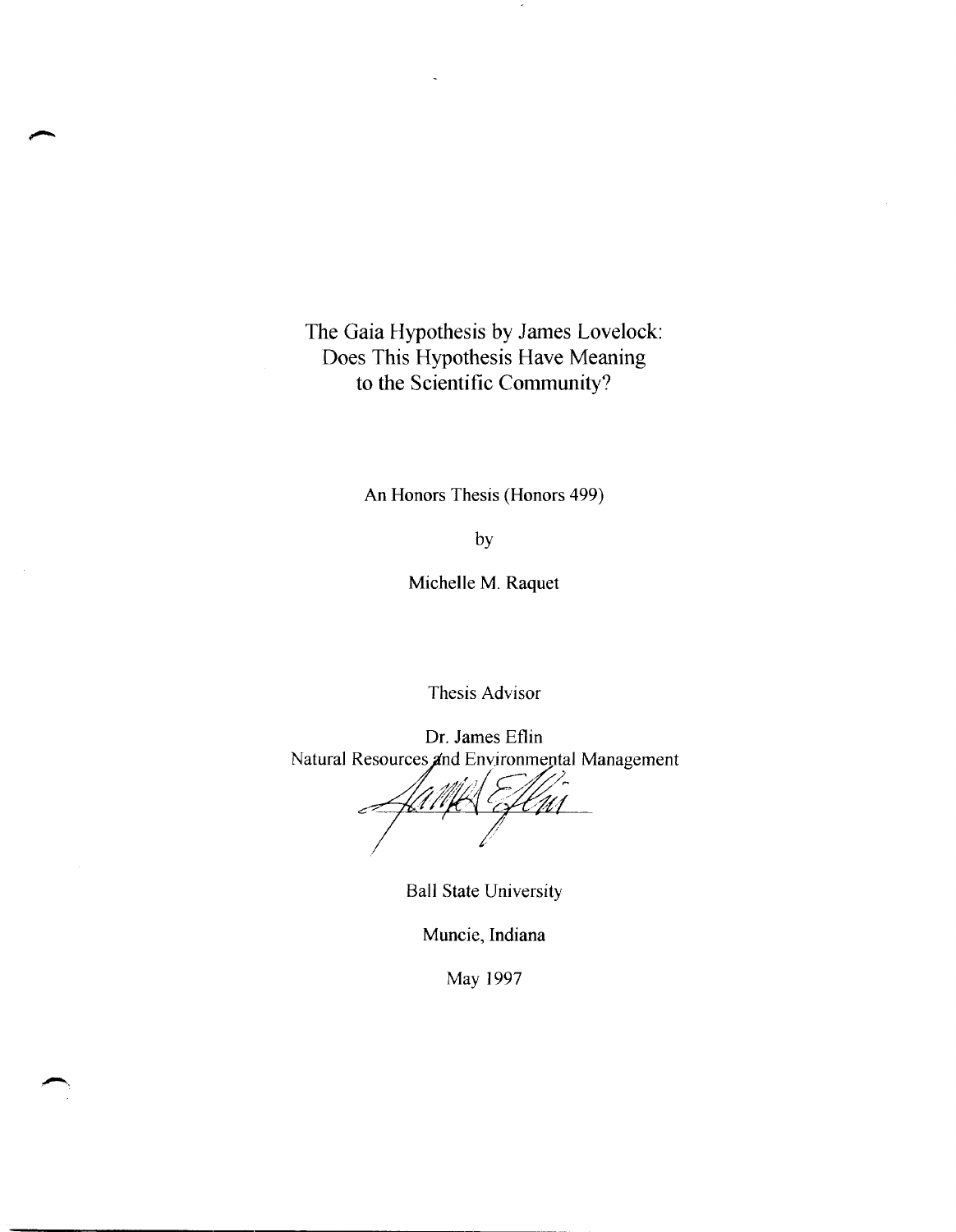# The Gaia Hypothesis by James Lovelock: Does This Hypothesis Have Meaning to the Scientific Community?

An Honors Thesis (Honors 499)

by

Michelle M. Raquet

Thesis Advisor

Dr. James Eflin

Natural Resources and Environmental Management

Ball State University

Muncie, Indiana

May 1997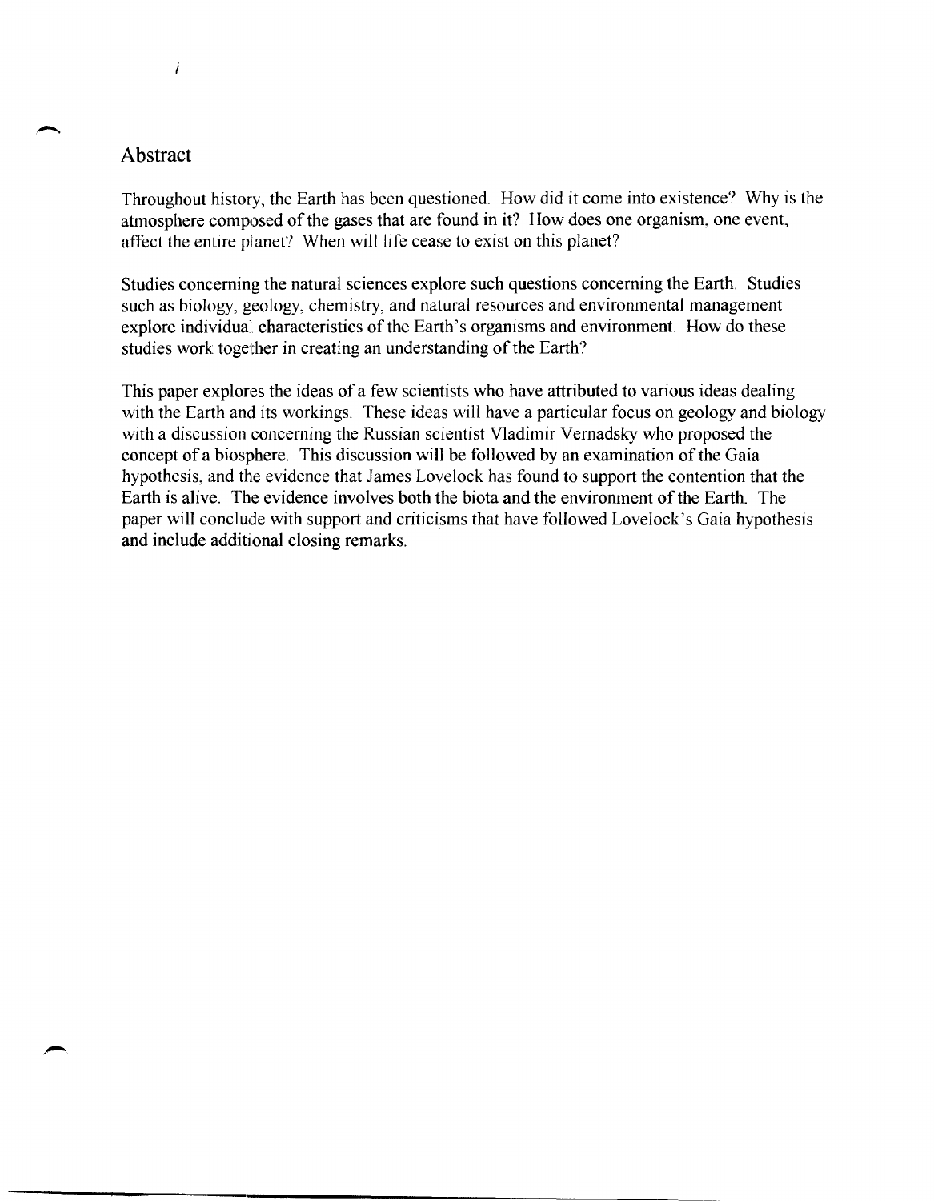## Abstract

Throughout history, the Earth has been questioned. How did it come into existence? Why is the atmosphere composed of the gases that are found in it? How does one organism, one event, affect the entire planet? When will life cease to exist on this planet?

Studies concerning the natural sciences explore such questions concerning the Earth. Studies such as biology, geology, chemistry, and natural resources and environmental management explore individual characteristics of the Earth's organisms and environment. How do these studies work together in creating an understanding of the Earth?

This paper explores the ideas of a few scientists who have attributed to various ideas dealing with the Earth and its workings. These ideas will have a particular focus on geology and biology with a discussion concerning the Russian scientist Vladimir Vernadsky who proposed the concept of a biosphere. This discussion will be followed by an examination of the Gaia hypothesis, and the evidence that James Lovelock has found to support the contention that the Earth is alive. The evidence involves both the biota and the environment of the Earth. The paper will conclude with support and criticisms that have followed Lovelock's Gaia hypothesis and include additional closing remarks.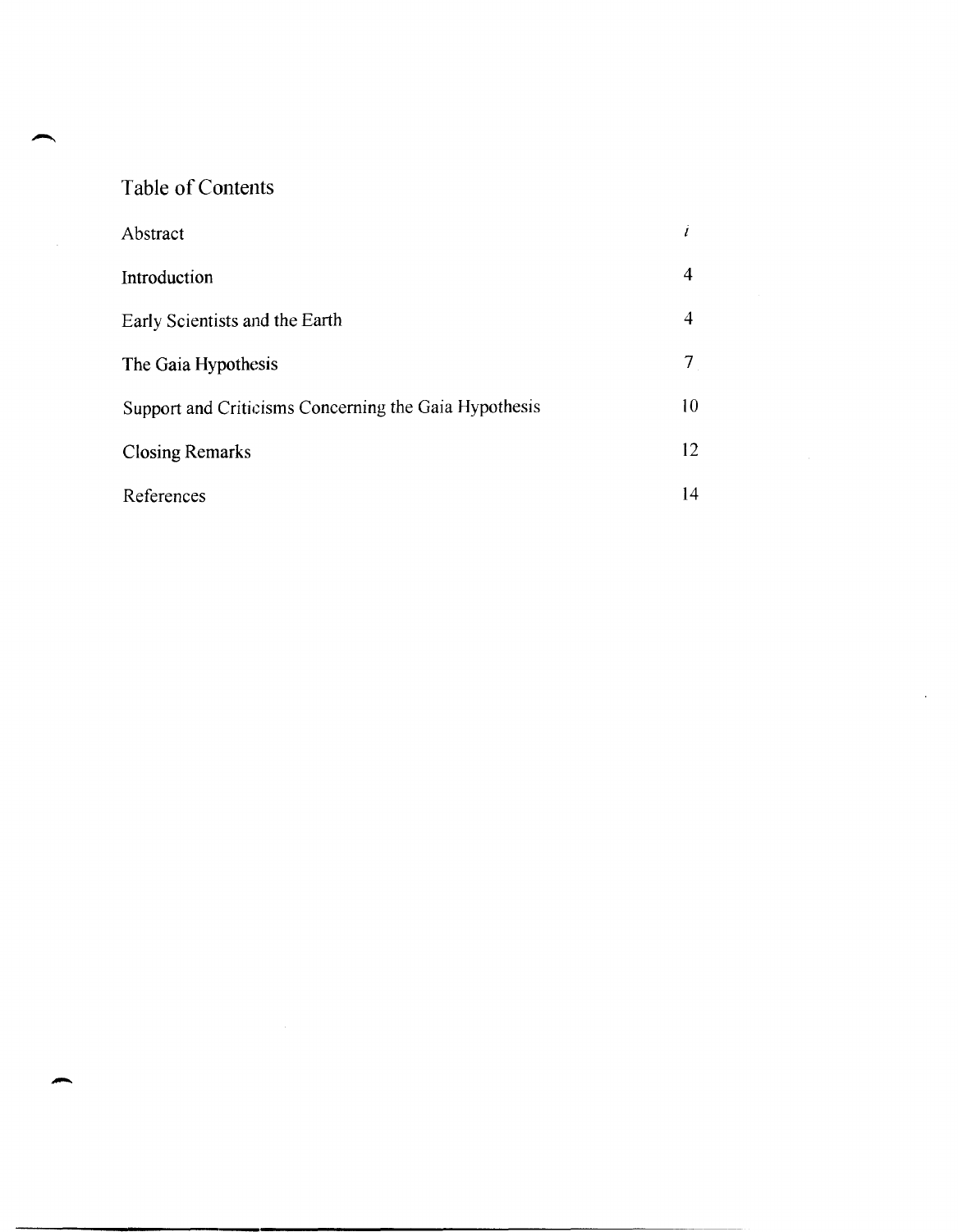# Table of Contents

| | |
|---|---|
| Abstract | *i* |
| Introduction | 4 |
| Early Scientists and the Earth | 4 |
| The Gaia Hypothesis | 7 |
| Support and Criticisms Concerning the Gaia Hypothesis | 10 |
| Closing Remarks | 12 |
| References | 14 |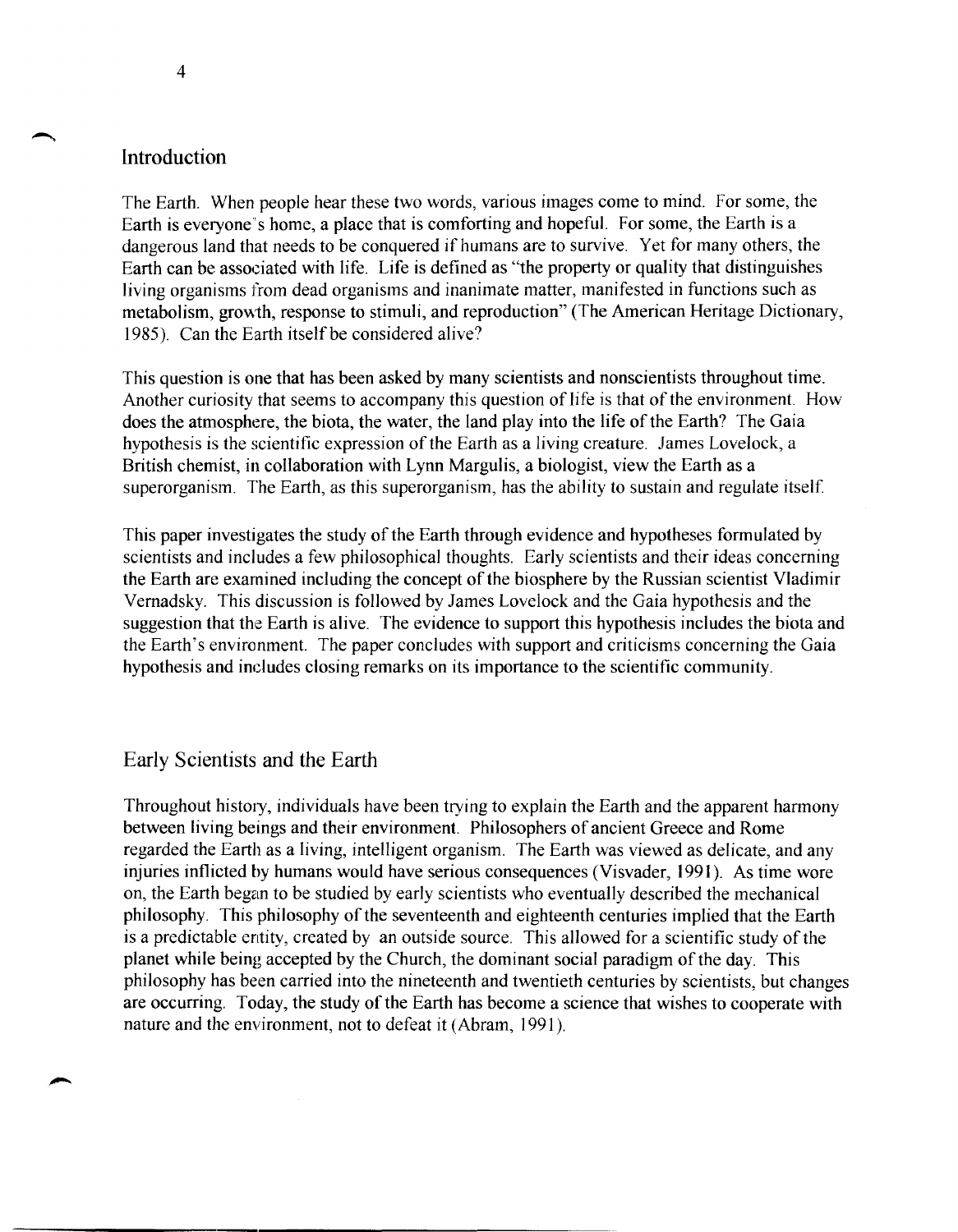## Introduction

The Earth. When people hear these two words, various images come to mind. For some, the Earth is everyone's home, a place that is comforting and hopeful. For some, the Earth is a dangerous land that needs to be conquered if humans are to survive. Yet for many others, the Earth can be associated with life. Life is defined as "the property or quality that distinguishes living organisms from dead organisms and inanimate matter, manifested in functions such as metabolism, growth, response to stimuli, and reproduction" (The American Heritage Dictionary, 1985). Can the Earth itself be considered alive?

This question is one that has been asked by many scientists and nonscientists throughout time. Another curiosity that seems to accompany this question of life is that of the environment. How does the atmosphere, the biota, the water, the land play into the life of the Earth? The Gaia hypothesis is the scientific expression of the Earth as a living creature. James Lovelock, a British chemist, in collaboration with Lynn Margulis, a biologist, view the Earth as a superorganism. The Earth, as this superorganism, has the ability to sustain and regulate itself.

This paper investigates the study of the Earth through evidence and hypotheses formulated by scientists and includes a few philosophical thoughts. Early scientists and their ideas concerning the Earth are examined including the concept of the biosphere by the Russian scientist Vladimir Vernadsky. This discussion is followed by James Lovelock and the Gaia hypothesis and the suggestion that the Earth is alive. The evidence to support this hypothesis includes the biota and the Earth's environment. The paper concludes with support and criticisms concerning the Gaia hypothesis and includes closing remarks on its importance to the scientific community.

## Early Scientists and the Earth

Throughout history, individuals have been trying to explain the Earth and the apparent harmony between living beings and their environment. Philosophers of ancient Greece and Rome regarded the Earth as a living, intelligent organism. The Earth was viewed as delicate, and any injuries inflicted by humans would have serious consequences (Visvader, 1991). As time wore on, the Earth began to be studied by early scientists who eventually described the mechanical philosophy. This philosophy of the seventeenth and eighteenth centuries implied that the Earth is a predictable entity, created by an outside source. This allowed for a scientific study of the planet while being accepted by the Church, the dominant social paradigm of the day. This philosophy has been carried into the nineteenth and twentieth centuries by scientists, but changes are occurring. Today, the study of the Earth has become a science that wishes to cooperate with nature and the environment, not to defeat it (Abram, 1991).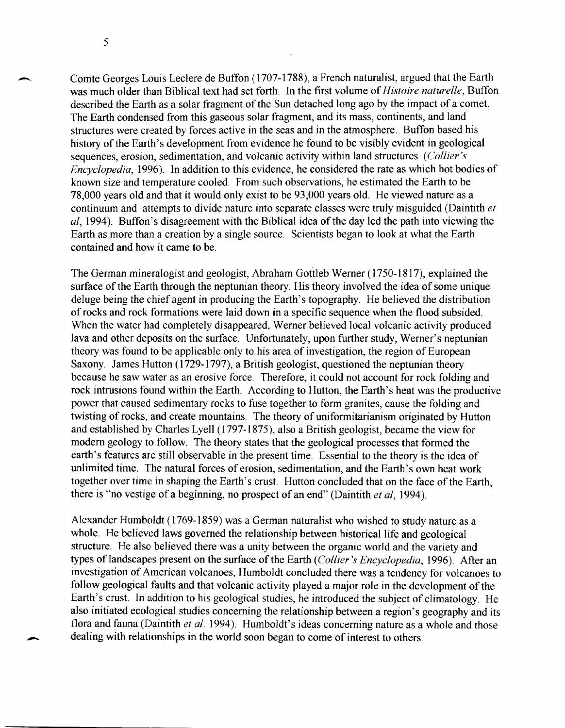Comte Georges Louis Leclere de Buffon (1707-1788), a French naturalist, argued that the Earth was much older than Biblical text had set forth. In the first volume of *Histoire naturelle*, Buffon described the Earth as a solar fragment of the Sun detached long ago by the impact of a comet. The Earth condensed from this gaseous solar fragment, and its mass, continents, and land structures were created by forces active in the seas and in the atmosphere. Buffon based his history of the Earth's development from evidence he found to be visibly evident in geological sequences, erosion, sedimentation, and volcanic activity within land structures (*Collier's Encyclopedia*, 1996). In addition to this evidence, he considered the rate as which hot bodies of known size and temperature cooled. From such observations, he estimated the Earth to be 78,000 years old and that it would only exist to be 93,000 years old. He viewed nature as a continuum and attempts to divide nature into separate classes were truly misguided (Daintith *et al*, 1994). Buffon's disagreement with the Biblical idea of the day led the path into viewing the Earth as more than a creation by a single source. Scientists began to look at what the Earth contained and how it came to be.

The German mineralogist and geologist, Abraham Gottleb Werner (1750-1817), explained the surface of the Earth through the neptunian theory. His theory involved the idea of some unique deluge being the chief agent in producing the Earth's topography. He believed the distribution of rocks and rock formations were laid down in a specific sequence when the flood subsided. When the water had completely disappeared, Werner believed local volcanic activity produced lava and other deposits on the surface. Unfortunately, upon further study, Werner's neptunian theory was found to be applicable only to his area of investigation, the region of European Saxony. James Hutton (1729-1797), a British geologist, questioned the neptunian theory because he saw water as an erosive force. Therefore, it could not account for rock folding and rock intrusions found within the Earth. According to Hutton, the Earth's heat was the productive power that caused sedimentary rocks to fuse together to form granites, cause the folding and twisting of rocks, and create mountains. The theory of uniformitarianism originated by Hutton and established by Charles Lyell (1797-1875), also a British geologist, became the view for modern geology to follow. The theory states that the geological processes that formed the earth's features are still observable in the present time. Essential to the theory is the idea of unlimited time. The natural forces of erosion, sedimentation, and the Earth's own heat work together over time in shaping the Earth's crust. Hutton concluded that on the face of the Earth, there is "no vestige of a beginning, no prospect of an end" (Daintith *et al*, 1994).

Alexander Humboldt (1769-1859) was a German naturalist who wished to study nature as a whole. He believed laws governed the relationship between historical life and geological structure. He also believed there was a unity between the organic world and the variety and types of landscapes present on the surface of the Earth (*Collier's Encyclopedia*, 1996). After an investigation of American volcanoes, Humboldt concluded there was a tendency for volcanoes to follow geological faults and that volcanic activity played a major role in the development of the Earth's crust. In addition to his geological studies, he introduced the subject of climatology. He also initiated ecological studies concerning the relationship between a region's geography and its flora and fauna (Daintith *et al.* 1994). Humboldt's ideas concerning nature as a whole and those dealing with relationships in the world soon began to come of interest to others.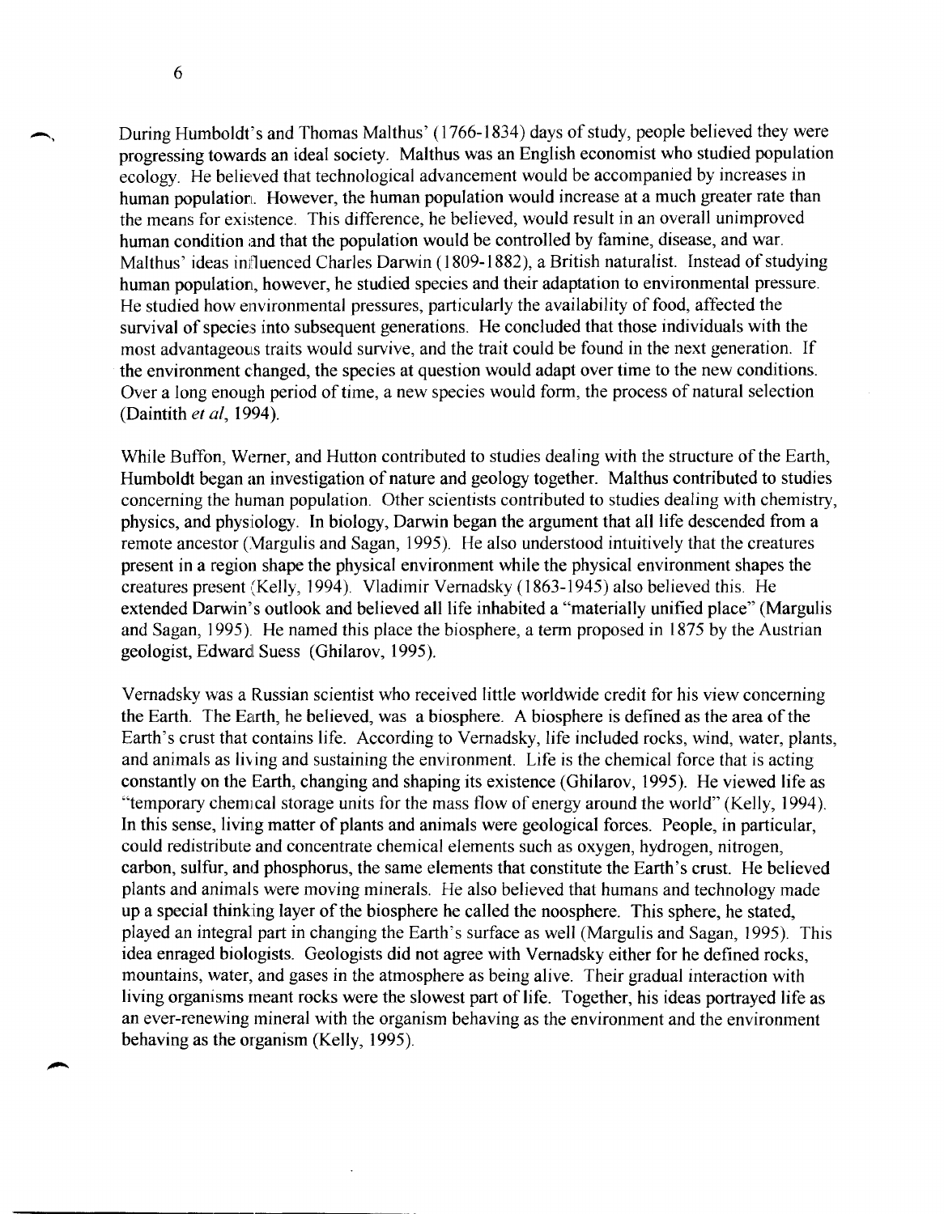During Humboldt's and Thomas Malthus' (1766-1834) days of study, people believed they were progressing towards an ideal society. Malthus was an English economist who studied population ecology. He believed that technological advancement would be accompanied by increases in human population. However, the human population would increase at a much greater rate than the means for existence. This difference, he believed, would result in an overall unimproved human condition and that the population would be controlled by famine, disease, and war. Malthus' ideas influenced Charles Darwin (1809-1882), a British naturalist. Instead of studying human population, however, he studied species and their adaptation to environmental pressure. He studied how environmental pressures, particularly the availability of food, affected the survival of species into subsequent generations. He concluded that those individuals with the most advantageous traits would survive, and the trait could be found in the next generation. If the environment changed, the species at question would adapt over time to the new conditions. Over a long enough period of time, a new species would form, the process of natural selection (Daintith *et al*, 1994).

While Buffon, Werner, and Hutton contributed to studies dealing with the structure of the Earth, Humboldt began an investigation of nature and geology together. Malthus contributed to studies concerning the human population. Other scientists contributed to studies dealing with chemistry, physics, and physiology. In biology, Darwin began the argument that all life descended from a remote ancestor (Margulis and Sagan, 1995). He also understood intuitively that the creatures present in a region shape the physical environment while the physical environment shapes the creatures present (Kelly, 1994). Vladimir Vernadsky (1863-1945) also believed this. He extended Darwin's outlook and believed all life inhabited a "materially unified place" (Margulis and Sagan, 1995). He named this place the biosphere, a term proposed in 1875 by the Austrian geologist, Edward Suess (Ghilarov, 1995).

Vernadsky was a Russian scientist who received little worldwide credit for his view concerning the Earth. The Earth, he believed, was a biosphere. A biosphere is defined as the area of the Earth's crust that contains life. According to Vernadsky, life included rocks, wind, water, plants, and animals as living and sustaining the environment. Life is the chemical force that is acting constantly on the Earth, changing and shaping its existence (Ghilarov, 1995). He viewed life as "temporary chemical storage units for the mass flow of energy around the world" (Kelly, 1994). In this sense, living matter of plants and animals were geological forces. People, in particular, could redistribute and concentrate chemical elements such as oxygen, hydrogen, nitrogen, carbon, sulfur, and phosphorus, the same elements that constitute the Earth's crust. He believed plants and animals were moving minerals. He also believed that humans and technology made up a special thinking layer of the biosphere he called the noosphere. This sphere, he stated, played an integral part in changing the Earth's surface as well (Margulis and Sagan, 1995). This idea enraged biologists. Geologists did not agree with Vernadsky either for he defined rocks, mountains, water, and gases in the atmosphere as being alive. Their gradual interaction with living organisms meant rocks were the slowest part of life. Together, his ideas portrayed life as an ever-renewing mineral with the organism behaving as the environment and the environment behaving as the organism (Kelly, 1995).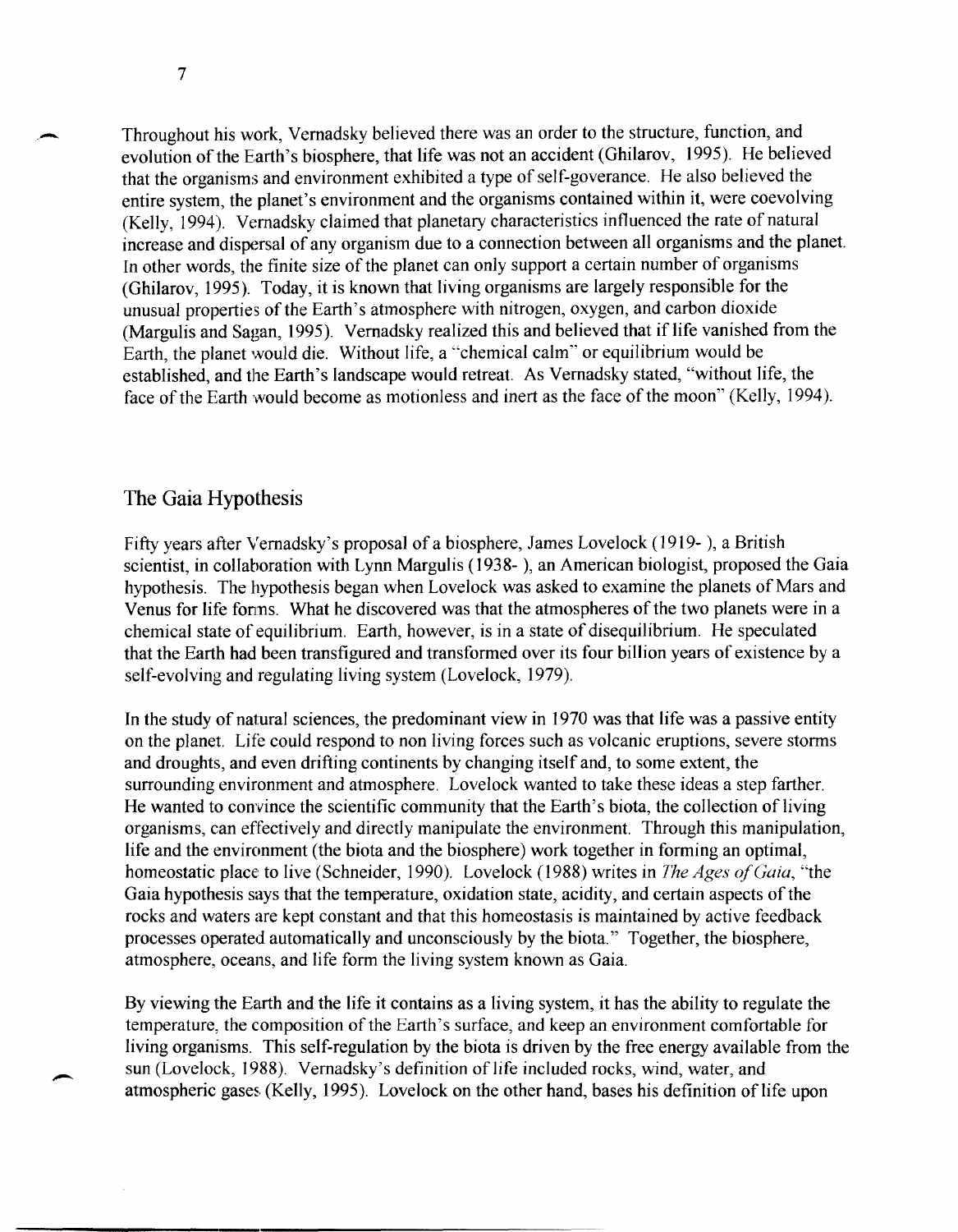Throughout his work, Vernadsky believed there was an order to the structure, function, and evolution of the Earth's biosphere, that life was not an accident (Ghilarov, 1995). He believed that the organisms and environment exhibited a type of self-goverance. He also believed the entire system, the planet's environment and the organisms contained within it, were coevolving (Kelly, 1994). Vernadsky claimed that planetary characteristics influenced the rate of natural increase and dispersal of any organism due to a connection between all organisms and the planet. In other words, the finite size of the planet can only support a certain number of organisms (Ghilarov, 1995). Today, it is known that living organisms are largely responsible for the unusual properties of the Earth's atmosphere with nitrogen, oxygen, and carbon dioxide (Margulis and Sagan, 1995). Vernadsky realized this and believed that if life vanished from the Earth, the planet would die. Without life, a "chemical calm" or equilibrium would be established, and the Earth's landscape would retreat. As Vernadsky stated, "without life, the face of the Earth would become as motionless and inert as the face of the moon" (Kelly, 1994).

## The Gaia Hypothesis

Fifty years after Vernadsky's proposal of a biosphere, James Lovelock (1919- ), a British scientist, in collaboration with Lynn Margulis (1938- ), an American biologist, proposed the Gaia hypothesis. The hypothesis began when Lovelock was asked to examine the planets of Mars and Venus for life forms. What he discovered was that the atmospheres of the two planets were in a chemical state of equilibrium. Earth, however, is in a state of disequilibrium. He speculated that the Earth had been transfigured and transformed over its four billion years of existence by a self-evolving and regulating living system (Lovelock, 1979).

In the study of natural sciences, the predominant view in 1970 was that life was a passive entity on the planet. Life could respond to non living forces such as volcanic eruptions, severe storms and droughts, and even drifting continents by changing itself and, to some extent, the surrounding environment and atmosphere. Lovelock wanted to take these ideas a step farther. He wanted to convince the scientific community that the Earth's biota, the collection of living organisms, can effectively and directly manipulate the environment. Through this manipulation, life and the environment (the biota and the biosphere) work together in forming an optimal, homeostatic place to live (Schneider, 1990). Lovelock (1988) writes in *The Ages of Gaia*, "the Gaia hypothesis says that the temperature, oxidation state, acidity, and certain aspects of the rocks and waters are kept constant and that this homeostasis is maintained by active feedback processes operated automatically and unconsciously by the biota." Together, the biosphere, atmosphere, oceans, and life form the living system known as Gaia.

By viewing the Earth and the life it contains as a living system, it has the ability to regulate the temperature, the composition of the Earth's surface, and keep an environment comfortable for living organisms. This self-regulation by the biota is driven by the free energy available from the sun (Lovelock, 1988). Vernadsky's definition of life included rocks, wind, water, and atmospheric gases (Kelly, 1995). Lovelock on the other hand, bases his definition of life upon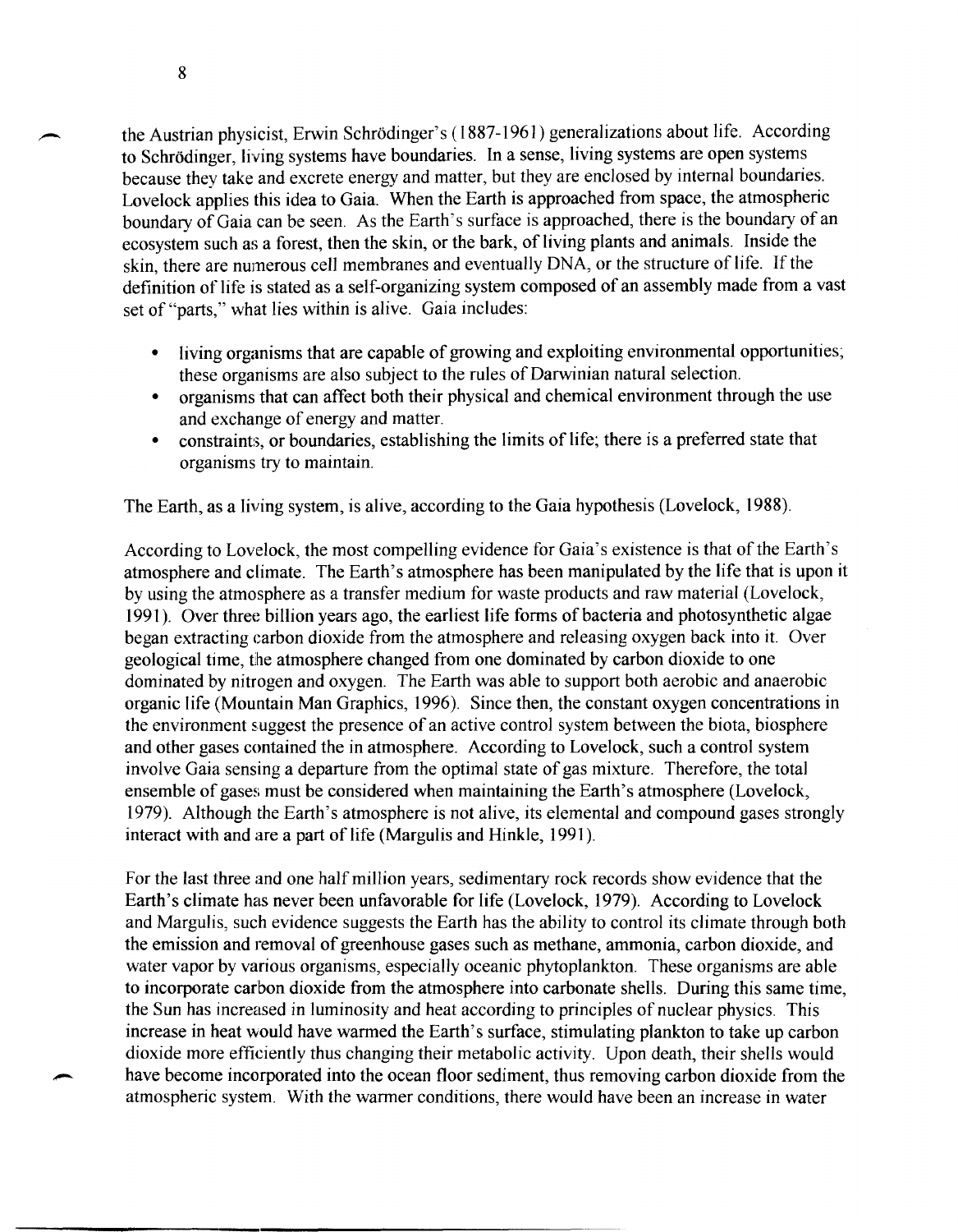the Austrian physicist, Erwin Schrödinger's (1887-1961) generalizations about life. According to Schrödinger, living systems have boundaries. In a sense, living systems are open systems because they take and excrete energy and matter, but they are enclosed by internal boundaries. Lovelock applies this idea to Gaia. When the Earth is approached from space, the atmospheric boundary of Gaia can be seen. As the Earth's surface is approached, there is the boundary of an ecosystem such as a forest, then the skin, or the bark, of living plants and animals. Inside the skin, there are numerous cell membranes and eventually DNA, or the structure of life. If the definition of life is stated as a self-organizing system composed of an assembly made from a vast set of "parts," what lies within is alive. Gaia includes:

- living organisms that are capable of growing and exploiting environmental opportunities; these organisms are also subject to the rules of Darwinian natural selection.
- organisms that can affect both their physical and chemical environment through the use and exchange of energy and matter.
- constraints, or boundaries, establishing the limits of life; there is a preferred state that organisms try to maintain.

The Earth, as a living system, is alive, according to the Gaia hypothesis (Lovelock, 1988).

According to Lovelock, the most compelling evidence for Gaia's existence is that of the Earth's atmosphere and climate. The Earth's atmosphere has been manipulated by the life that is upon it by using the atmosphere as a transfer medium for waste products and raw material (Lovelock, 1991). Over three billion years ago, the earliest life forms of bacteria and photosynthetic algae began extracting carbon dioxide from the atmosphere and releasing oxygen back into it. Over geological time, the atmosphere changed from one dominated by carbon dioxide to one dominated by nitrogen and oxygen. The Earth was able to support both aerobic and anaerobic organic life (Mountain Man Graphics, 1996). Since then, the constant oxygen concentrations in the environment suggest the presence of an active control system between the biota, biosphere and other gases contained the in atmosphere. According to Lovelock, such a control system involve Gaia sensing a departure from the optimal state of gas mixture. Therefore, the total ensemble of gases must be considered when maintaining the Earth's atmosphere (Lovelock, 1979). Although the Earth's atmosphere is not alive, its elemental and compound gases strongly interact with and are a part of life (Margulis and Hinkle, 1991).

For the last three and one half million years, sedimentary rock records show evidence that the Earth's climate has never been unfavorable for life (Lovelock, 1979). According to Lovelock and Margulis, such evidence suggests the Earth has the ability to control its climate through both the emission and removal of greenhouse gases such as methane, ammonia, carbon dioxide, and water vapor by various organisms, especially oceanic phytoplankton. These organisms are able to incorporate carbon dioxide from the atmosphere into carbonate shells. During this same time, the Sun has increased in luminosity and heat according to principles of nuclear physics. This increase in heat would have warmed the Earth's surface, stimulating plankton to take up carbon dioxide more efficiently thus changing their metabolic activity. Upon death, their shells would have become incorporated into the ocean floor sediment, thus removing carbon dioxide from the atmospheric system. With the warmer conditions, there would have been an increase in water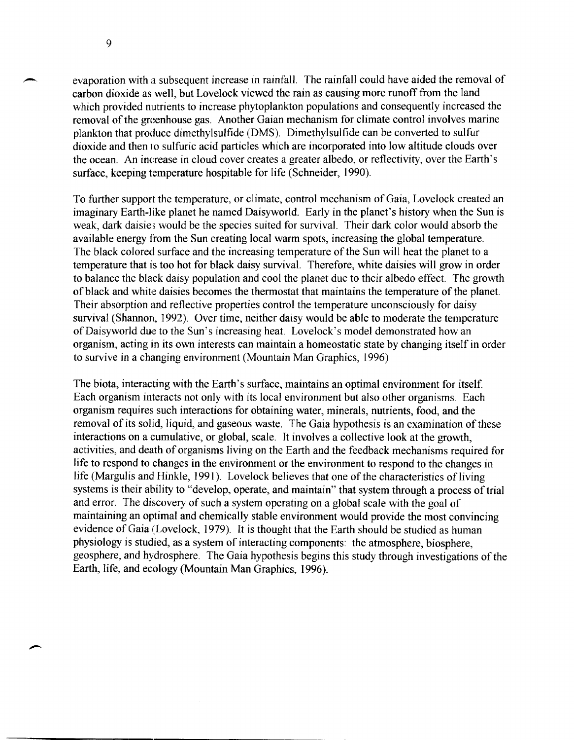evaporation with a subsequent increase in rainfall. The rainfall could have aided the removal of carbon dioxide as well, but Lovelock viewed the rain as causing more runoff from the land which provided nutrients to increase phytoplankton populations and consequently increased the removal of the greenhouse gas. Another Gaian mechanism for climate control involves marine plankton that produce dimethylsulfide (DMS). Dimethylsulfide can be converted to sulfur dioxide and then to sulfuric acid particles which are incorporated into low altitude clouds over the ocean. An increase in cloud cover creates a greater albedo, or reflectivity, over the Earth's surface, keeping temperature hospitable for life (Schneider, 1990).

To further support the temperature, or climate, control mechanism of Gaia, Lovelock created an imaginary Earth-like planet he named Daisyworld. Early in the planet's history when the Sun is weak, dark daisies would be the species suited for survival. Their dark color would absorb the available energy from the Sun creating local warm spots, increasing the global temperature. The black colored surface and the increasing temperature of the Sun will heat the planet to a temperature that is too hot for black daisy survival. Therefore, white daisies will grow in order to balance the black daisy population and cool the planet due to their albedo effect. The growth of black and white daisies becomes the thermostat that maintains the temperature of the planet. Their absorption and reflective properties control the temperature unconsciously for daisy survival (Shannon, 1992). Over time, neither daisy would be able to moderate the temperature of Daisyworld due to the Sun's increasing heat. Lovelock's model demonstrated how an organism, acting in its own interests can maintain a homeostatic state by changing itself in order to survive in a changing environment (Mountain Man Graphics, 1996)

The biota, interacting with the Earth's surface, maintains an optimal environment for itself. Each organism interacts not only with its local environment but also other organisms. Each organism requires such interactions for obtaining water, minerals, nutrients, food, and the removal of its solid, liquid, and gaseous waste. The Gaia hypothesis is an examination of these interactions on a cumulative, or global, scale. It involves a collective look at the growth, activities, and death of organisms living on the Earth and the feedback mechanisms required for life to respond to changes in the environment or the environment to respond to the changes in life (Margulis and Hinkle, 1991). Lovelock believes that one of the characteristics of living systems is their ability to "develop, operate, and maintain" that system through a process of trial and error. The discovery of such a system operating on a global scale with the goal of maintaining an optimal and chemically stable environment would provide the most convincing evidence of Gaia (Lovelock, 1979). It is thought that the Earth should be studied as human physiology is studied, as a system of interacting components: the atmosphere, biosphere, geosphere, and hydrosphere. The Gaia hypothesis begins this study through investigations of the Earth, life, and ecology (Mountain Man Graphics, 1996).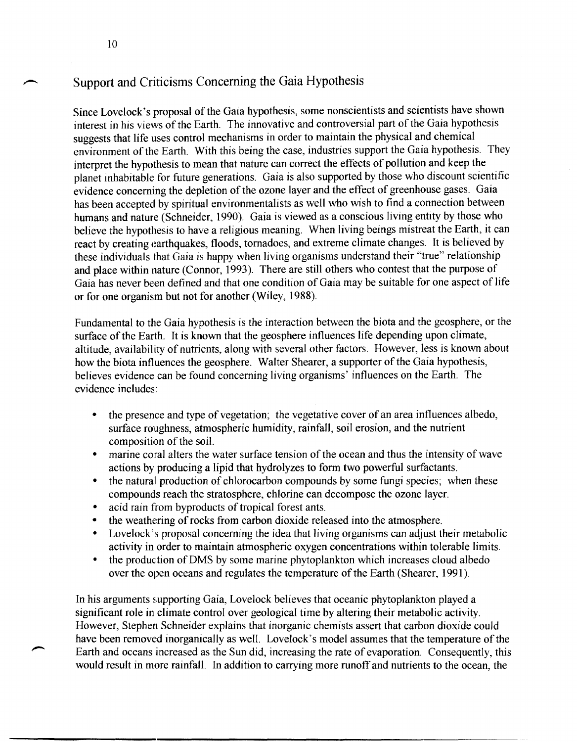## Support and Criticisms Concerning the Gaia Hypothesis

Since Lovelock's proposal of the Gaia hypothesis, some nonscientists and scientists have shown interest in his views of the Earth. The innovative and controversial part of the Gaia hypothesis suggests that life uses control mechanisms in order to maintain the physical and chemical environment of the Earth. With this being the case, industries support the Gaia hypothesis. They interpret the hypothesis to mean that nature can correct the effects of pollution and keep the planet inhabitable for future generations. Gaia is also supported by those who discount scientific evidence concerning the depletion of the ozone layer and the effect of greenhouse gases. Gaia has been accepted by spiritual environmentalists as well who wish to find a connection between humans and nature (Schneider, 1990). Gaia is viewed as a conscious living entity by those who believe the hypothesis to have a religious meaning. When living beings mistreat the Earth, it can react by creating earthquakes, floods, tornadoes, and extreme climate changes. It is believed by these individuals that Gaia is happy when living organisms understand their "true" relationship and place within nature (Connor, 1993). There are still others who contest that the purpose of Gaia has never been defined and that one condition of Gaia may be suitable for one aspect of life or for one organism but not for another (Wiley, 1988).

Fundamental to the Gaia hypothesis is the interaction between the biota and the geosphere, or the surface of the Earth. It is known that the geosphere influences life depending upon climate, altitude, availability of nutrients, along with several other factors. However, less is known about how the biota influences the geosphere. Walter Shearer, a supporter of the Gaia hypothesis, believes evidence can be found concerning living organisms' influences on the Earth. The evidence includes:

- the presence and type of vegetation; the vegetative cover of an area influences albedo, surface roughness, atmospheric humidity, rainfall, soil erosion, and the nutrient composition of the soil.
- marine coral alters the water surface tension of the ocean and thus the intensity of wave actions by producing a lipid that hydrolyzes to form two powerful surfactants.
- the natural production of chlorocarbon compounds by some fungi species; when these compounds reach the stratosphere, chlorine can decompose the ozone layer.
- acid rain from byproducts of tropical forest ants.
- the weathering of rocks from carbon dioxide released into the atmosphere.
- Lovelock's proposal concerning the idea that living organisms can adjust their metabolic activity in order to maintain atmospheric oxygen concentrations within tolerable limits.
- the production of DMS by some marine phytoplankton which increases cloud albedo over the open oceans and regulates the temperature of the Earth (Shearer, 1991).

In his arguments supporting Gaia, Lovelock believes that oceanic phytoplankton played a significant role in climate control over geological time by altering their metabolic activity. However, Stephen Schneider explains that inorganic chemists assert that carbon dioxide could have been removed inorganically as well. Lovelock's model assumes that the temperature of the Earth and oceans increased as the Sun did, increasing the rate of evaporation. Consequently, this would result in more rainfall. In addition to carrying more runoff and nutrients to the ocean, the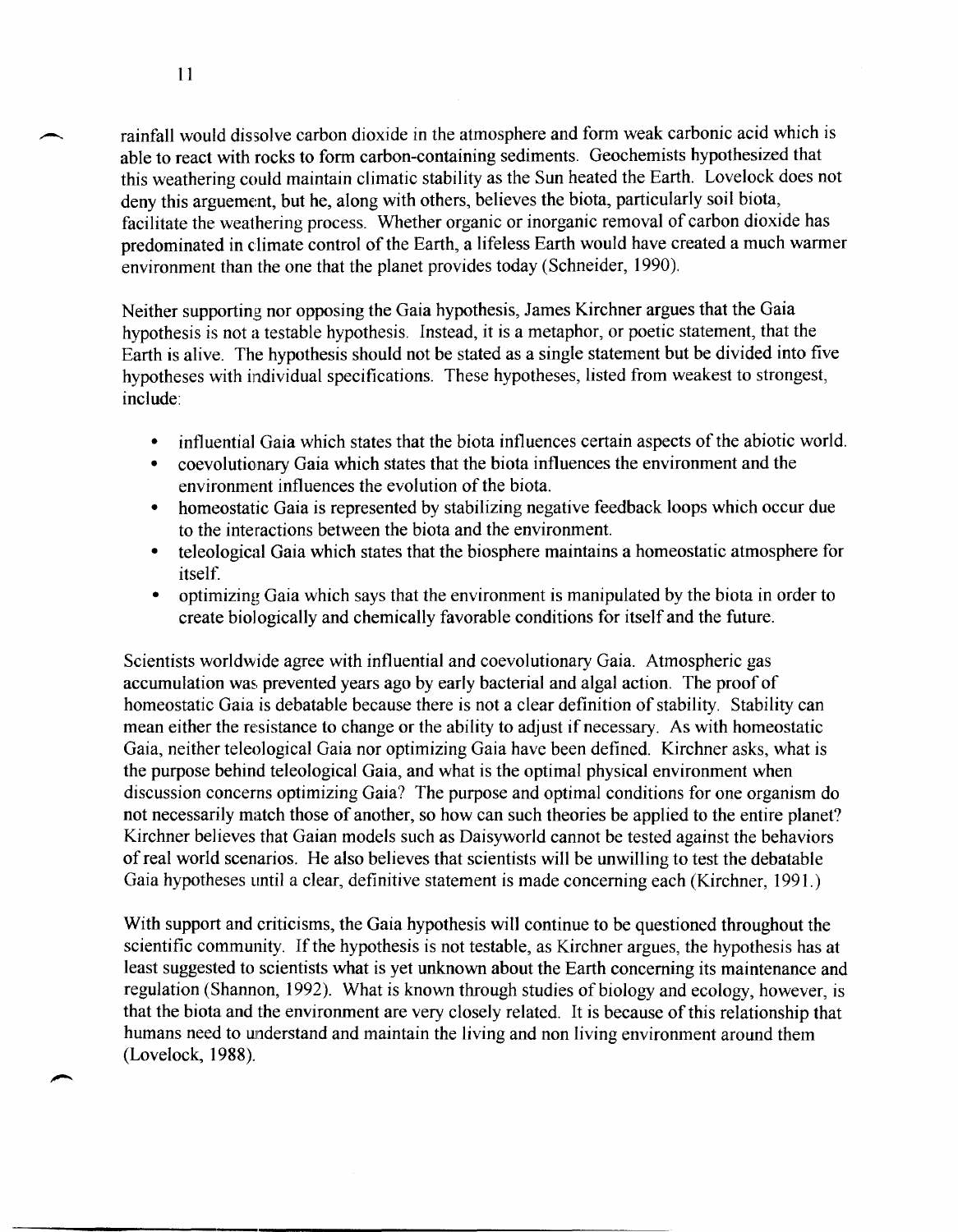rainfall would dissolve carbon dioxide in the atmosphere and form weak carbonic acid which is able to react with rocks to form carbon-containing sediments. Geochemists hypothesized that this weathering could maintain climatic stability as the Sun heated the Earth. Lovelock does not deny this arguement, but he, along with others, believes the biota, particularly soil biota, facilitate the weathering process. Whether organic or inorganic removal of carbon dioxide has predominated in climate control of the Earth, a lifeless Earth would have created a much warmer environment than the one that the planet provides today (Schneider, 1990).

Neither supporting nor opposing the Gaia hypothesis, James Kirchner argues that the Gaia hypothesis is not a testable hypothesis. Instead, it is a metaphor, or poetic statement, that the Earth is alive. The hypothesis should not be stated as a single statement but be divided into five hypotheses with individual specifications. These hypotheses, listed from weakest to strongest, include:

- influential Gaia which states that the biota influences certain aspects of the abiotic world.
- coevolutionary Gaia which states that the biota influences the environment and the environment influences the evolution of the biota.
- homeostatic Gaia is represented by stabilizing negative feedback loops which occur due to the interactions between the biota and the environment.
- teleological Gaia which states that the biosphere maintains a homeostatic atmosphere for itself.
- optimizing Gaia which says that the environment is manipulated by the biota in order to create biologically and chemically favorable conditions for itself and the future.

Scientists worldwide agree with influential and coevolutionary Gaia. Atmospheric gas accumulation was prevented years ago by early bacterial and algal action. The proof of homeostatic Gaia is debatable because there is not a clear definition of stability. Stability can mean either the resistance to change or the ability to adjust if necessary. As with homeostatic Gaia, neither teleological Gaia nor optimizing Gaia have been defined. Kirchner asks, what is the purpose behind teleological Gaia, and what is the optimal physical environment when discussion concerns optimizing Gaia? The purpose and optimal conditions for one organism do not necessarily match those of another, so how can such theories be applied to the entire planet? Kirchner believes that Gaian models such as Daisyworld cannot be tested against the behaviors of real world scenarios. He also believes that scientists will be unwilling to test the debatable Gaia hypotheses until a clear, definitive statement is made concerning each (Kirchner, 1991.)

With support and criticisms, the Gaia hypothesis will continue to be questioned throughout the scientific community. If the hypothesis is not testable, as Kirchner argues, the hypothesis has at least suggested to scientists what is yet unknown about the Earth concerning its maintenance and regulation (Shannon, 1992). What is known through studies of biology and ecology, however, is that the biota and the environment are very closely related. It is because of this relationship that humans need to understand and maintain the living and non living environment around them (Lovelock, 1988).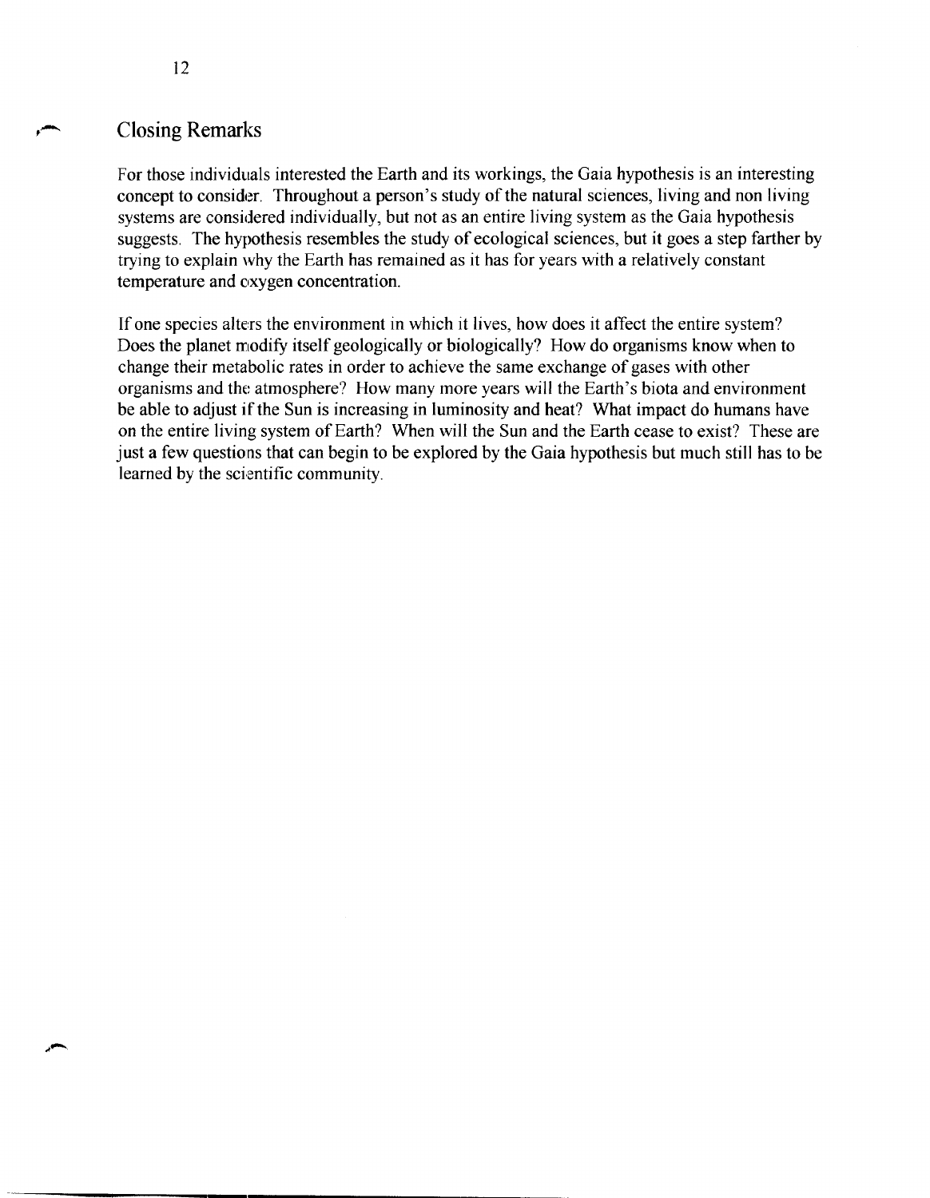## Closing Remarks

For those individuals interested the Earth and its workings, the Gaia hypothesis is an interesting concept to consider. Throughout a person's study of the natural sciences, living and non living systems are considered individually, but not as an entire living system as the Gaia hypothesis suggests. The hypothesis resembles the study of ecological sciences, but it goes a step farther by trying to explain why the Earth has remained as it has for years with a relatively constant temperature and oxygen concentration.

If one species alters the environment in which it lives, how does it affect the entire system? Does the planet modify itself geologically or biologically? How do organisms know when to change their metabolic rates in order to achieve the same exchange of gases with other organisms and the atmosphere? How many more years will the Earth's biota and environment be able to adjust if the Sun is increasing in luminosity and heat? What impact do humans have on the entire living system of Earth? When will the Sun and the Earth cease to exist? These are just a few questions that can begin to be explored by the Gaia hypothesis but much still has to be learned by the scientific community.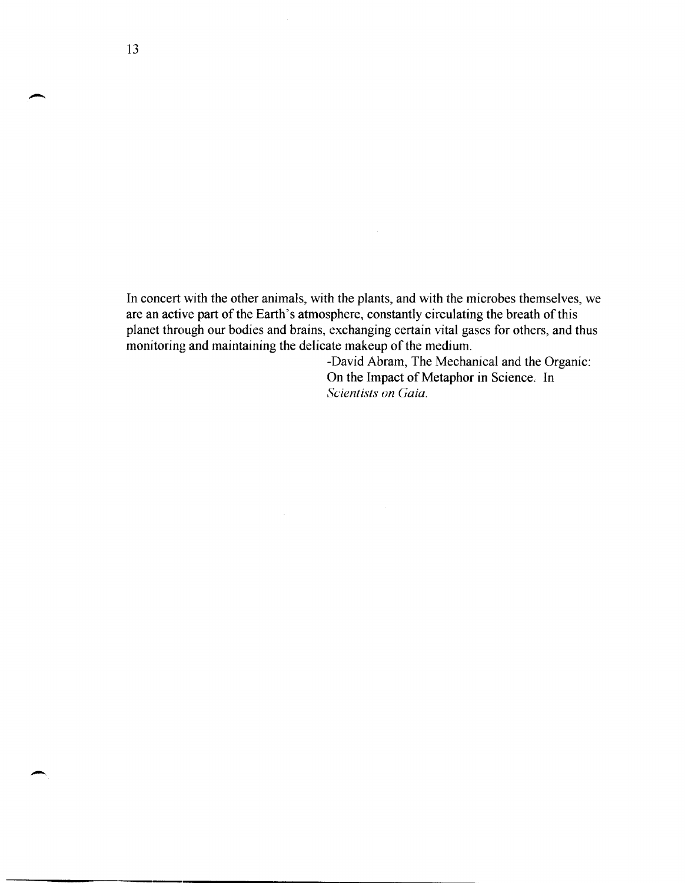In concert with the other animals, with the plants, and with the microbes themselves, we are an active part of the Earth's atmosphere, constantly circulating the breath of this planet through our bodies and brains, exchanging certain vital gases for others, and thus monitoring and maintaining the delicate makeup of the medium.

-David Abram, The Mechanical and the Organic: On the Impact of Metaphor in Science. In *Scientists on Gaia.*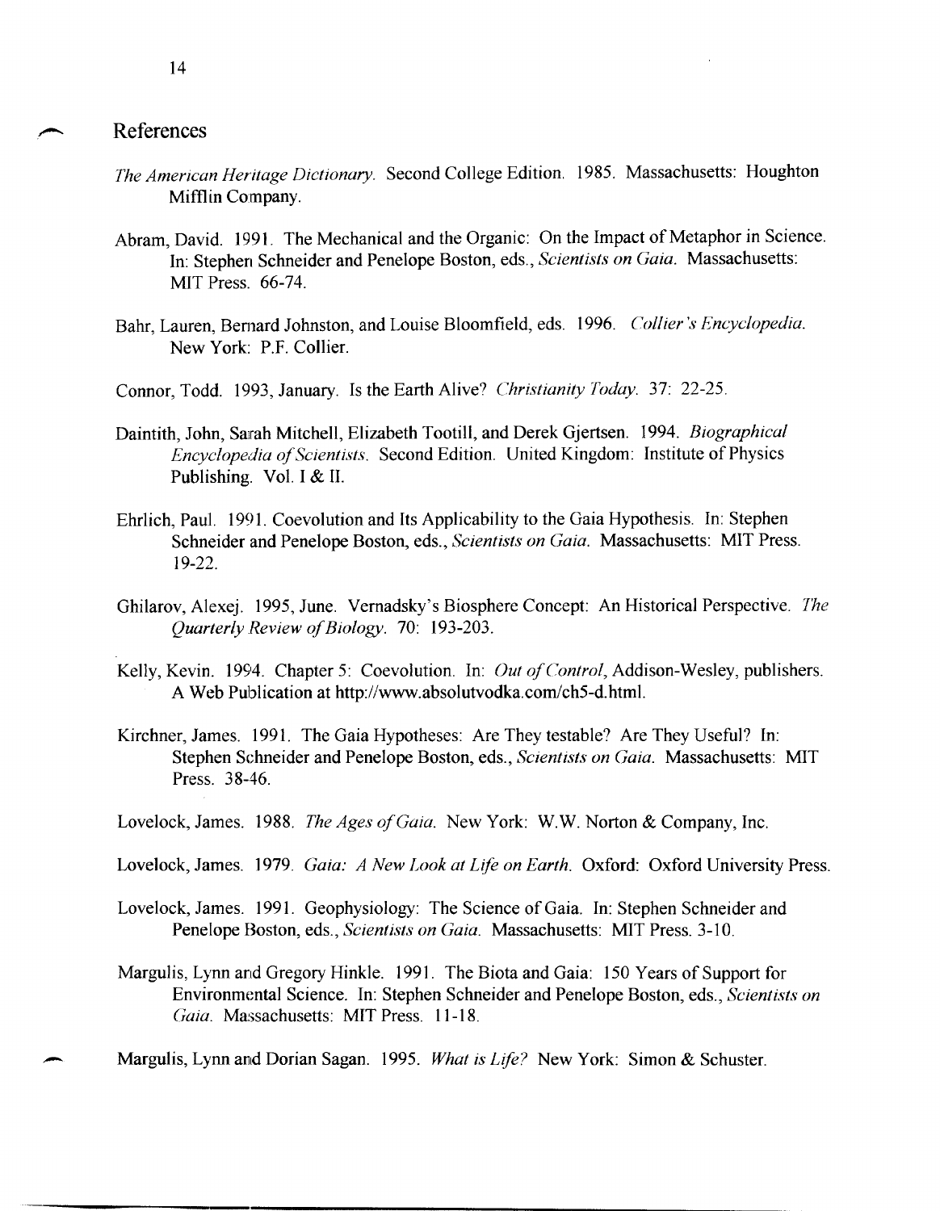## References

*The American Heritage Dictionary*. Second College Edition. 1985. Massachusetts: Houghton Mifflin Company.

Abram, David. 1991. The Mechanical and the Organic: On the Impact of Metaphor in Science. In: Stephen Schneider and Penelope Boston, eds., *Scientists on Gaia*. Massachusetts: MIT Press. 66-74.

Bahr, Lauren, Bernard Johnston, and Louise Bloomfield, eds. 1996. *Collier's Encyclopedia*. New York: P.F. Collier.

Connor, Todd. 1993, January. Is the Earth Alive? *Christianity Today*. 37: 22-25.

Daintith, John, Sarah Mitchell, Elizabeth Tootill, and Derek Gjertsen. 1994. *Biographical Encyclopedia of Scientists*. Second Edition. United Kingdom: Institute of Physics Publishing. Vol. I & II.

Ehrlich, Paul. 1991. Coevolution and Its Applicability to the Gaia Hypothesis. In: Stephen Schneider and Penelope Boston, eds., *Scientists on Gaia*. Massachusetts: MIT Press. 19-22.

Ghilarov, Alexej. 1995, June. Vernadsky's Biosphere Concept: An Historical Perspective. *The Quarterly Review of Biology*. 70: 193-203.

Kelly, Kevin. 1994. Chapter 5: Coevolution. In: *Out of Control*, Addison-Wesley, publishers. A Web Publication at http://www.absolutvodka.com/ch5-d.html.

Kirchner, James. 1991. The Gaia Hypotheses: Are They testable? Are They Useful? In: Stephen Schneider and Penelope Boston, eds., *Scientists on Gaia*. Massachusetts: MIT Press. 38-46.

Lovelock, James. 1988. *The Ages of Gaia*. New York: W.W. Norton & Company, Inc.

Lovelock, James. 1979. *Gaia: A New Look at Life on Earth*. Oxford: Oxford University Press.

Lovelock, James. 1991. Geophysiology: The Science of Gaia. In: Stephen Schneider and Penelope Boston, eds., *Scientists on Gaia*. Massachusetts: MIT Press. 3-10.

Margulis, Lynn and Gregory Hinkle. 1991. The Biota and Gaia: 150 Years of Support for Environmental Science. In: Stephen Schneider and Penelope Boston, eds., *Scientists on Gaia*. Massachusetts: MIT Press. 11-18.

Margulis, Lynn and Dorian Sagan. 1995. *What is Life?* New York: Simon & Schuster.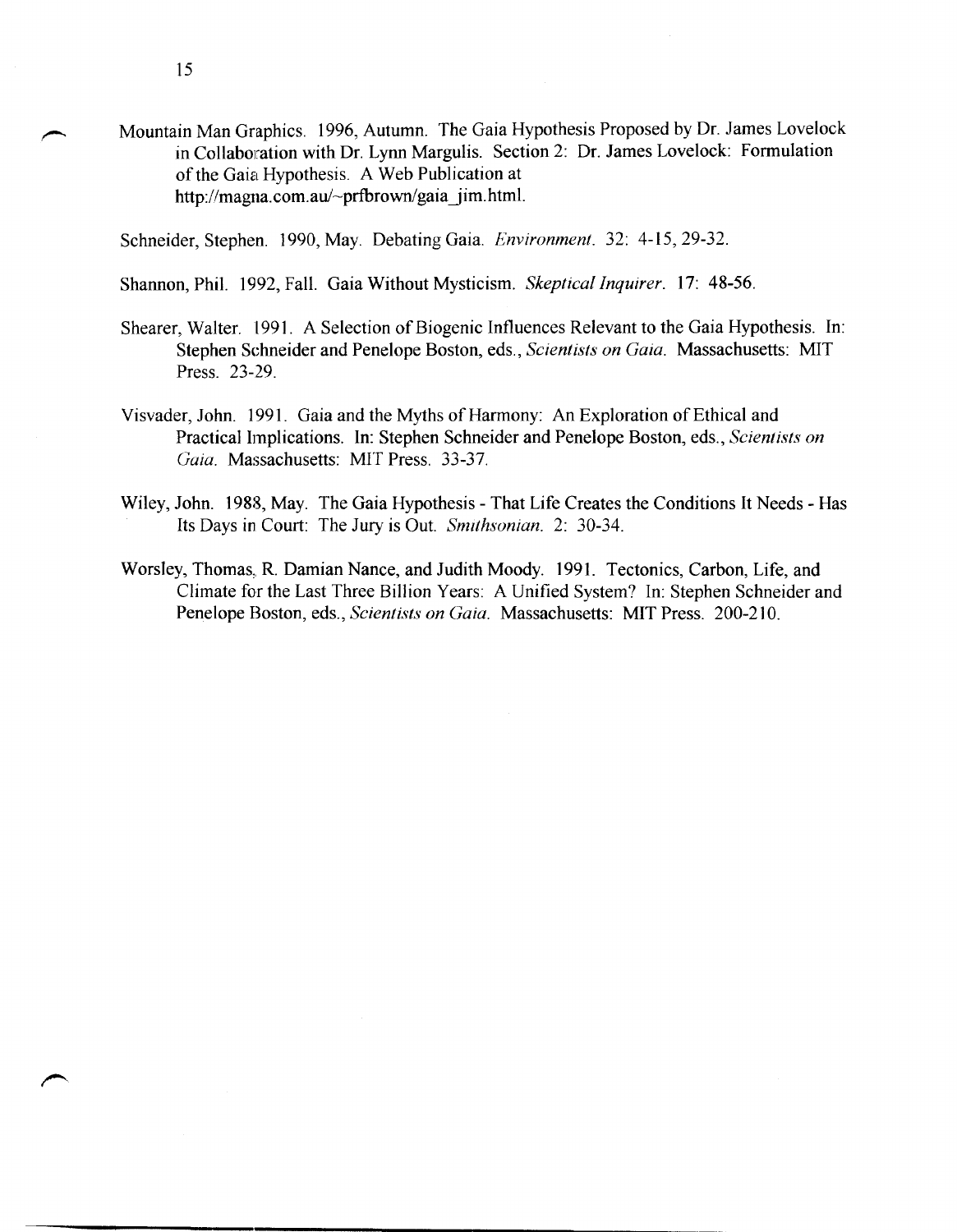Mountain Man Graphics. 1996, Autumn. The Gaia Hypothesis Proposed by Dr. James Lovelock in Collaboration with Dr. Lynn Margulis. Section 2: Dr. James Lovelock: Formulation of the Gaia Hypothesis. A Web Publication at http://magna.com.au/~prfbrown/gaia_jim.html.

Schneider, Stephen. 1990, May. Debating Gaia. *Environment.* 32: 4-15, 29-32.

Shannon, Phil. 1992, Fall. Gaia Without Mysticism. *Skeptical Inquirer.* 17: 48-56.

Shearer, Walter. 1991. A Selection of Biogenic Influences Relevant to the Gaia Hypothesis. In: Stephen Schneider and Penelope Boston, eds., *Scientists on Gaia.* Massachusetts: MIT Press. 23-29.

Visvader, John. 1991. Gaia and the Myths of Harmony: An Exploration of Ethical and Practical Implications. In: Stephen Schneider and Penelope Boston, eds., *Scientists on Gaia.* Massachusetts: MIT Press. 33-37.

Wiley, John. 1988, May. The Gaia Hypothesis - That Life Creates the Conditions It Needs - Has Its Days in Court: The Jury is Out. *Smithsonian.* 2: 30-34.

Worsley, Thomas, R. Damian Nance, and Judith Moody. 1991. Tectonics, Carbon, Life, and Climate for the Last Three Billion Years: A Unified System? In: Stephen Schneider and Penelope Boston, eds., *Scientists on Gaia.* Massachusetts: MIT Press. 200-210.